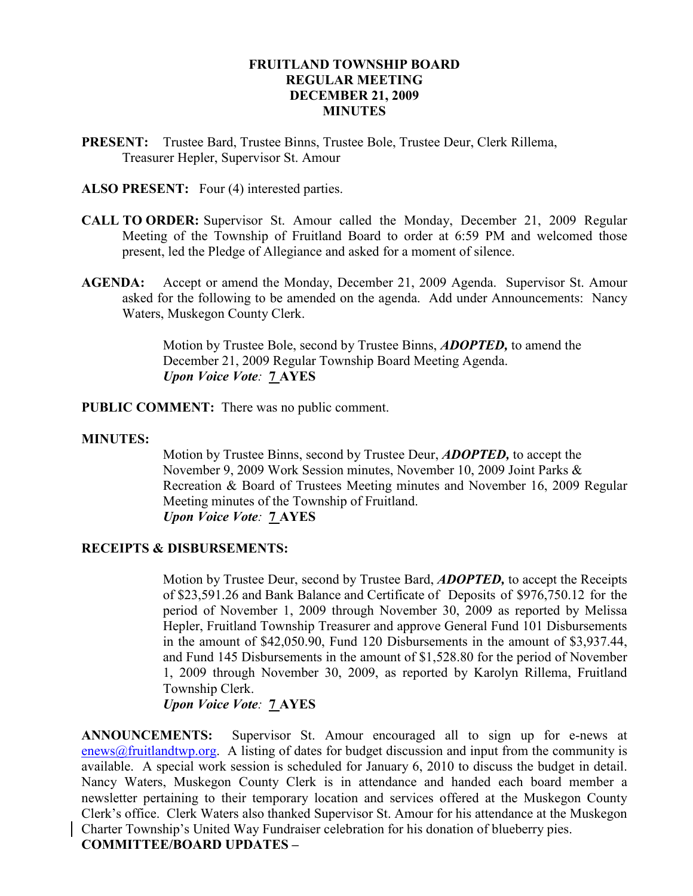# FRUITLAND TOWNSHIP BOARD
# REGULAR MEETING
# DECEMBER 21, 2009
# MINUTES

**PRESENT:** Trustee Bard, Trustee Binns, Trustee Bole, Trustee Deur, Clerk Rillema, Treasurer Hepler, Supervisor St. Amour

**ALSO PRESENT:** Four (4) interested parties.

**CALL TO ORDER:** Supervisor St. Amour called the Monday, December 21, 2009 Regular Meeting of the Township of Fruitland Board to order at 6:59 PM and welcomed those present, led the Pledge of Allegiance and asked for a moment of silence.

**AGENDA:** Accept or amend the Monday, December 21, 2009 Agenda. Supervisor St. Amour asked for the following to be amended on the agenda. Add under Announcements: Nancy Waters, Muskegon County Clerk.

> Motion by Trustee Bole, second by Trustee Binns, ***ADOPTED,*** to amend the December 21, 2009 Regular Township Board Meeting Agenda.
> ***Upon Voice Vote:*** **7 AYES**

**PUBLIC COMMENT:** There was no public comment.

**MINUTES:**

> Motion by Trustee Binns, second by Trustee Deur, ***ADOPTED,*** to accept the November 9, 2009 Work Session minutes, November 10, 2009 Joint Parks & Recreation & Board of Trustees Meeting minutes and November 16, 2009 Regular Meeting minutes of the Township of Fruitland.
> ***Upon Voice Vote:*** **7 AYES**

**RECEIPTS & DISBURSEMENTS:**

> Motion by Trustee Deur, second by Trustee Bard, ***ADOPTED,*** to accept the Receipts of $23,591.26 and Bank Balance and Certificate of Deposits of $976,750.12 for the period of November 1, 2009 through November 30, 2009 as reported by Melissa Hepler, Fruitland Township Treasurer and approve General Fund 101 Disbursements in the amount of $42,050.90, Fund 120 Disbursements in the amount of $3,937.44, and Fund 145 Disbursements in the amount of $1,528.80 for the period of November 1, 2009 through November 30, 2009, as reported by Karolyn Rillema, Fruitland Township Clerk.
> ***Upon Voice Vote:*** **7 AYES**

**ANNOUNCEMENTS:** Supervisor St. Amour encouraged all to sign up for e-news at enews@fruitlandtwp.org. A listing of dates for budget discussion and input from the community is available. A special work session is scheduled for January 6, 2010 to discuss the budget in detail. Nancy Waters, Muskegon County Clerk is in attendance and handed each board member a newsletter pertaining to their temporary location and services offered at the Muskegon County Clerk's office. Clerk Waters also thanked Supervisor St. Amour for his attendance at the Muskegon Charter Township's United Way Fundraiser celebration for his donation of blueberry pies.

**COMMITTEE/BOARD UPDATES –**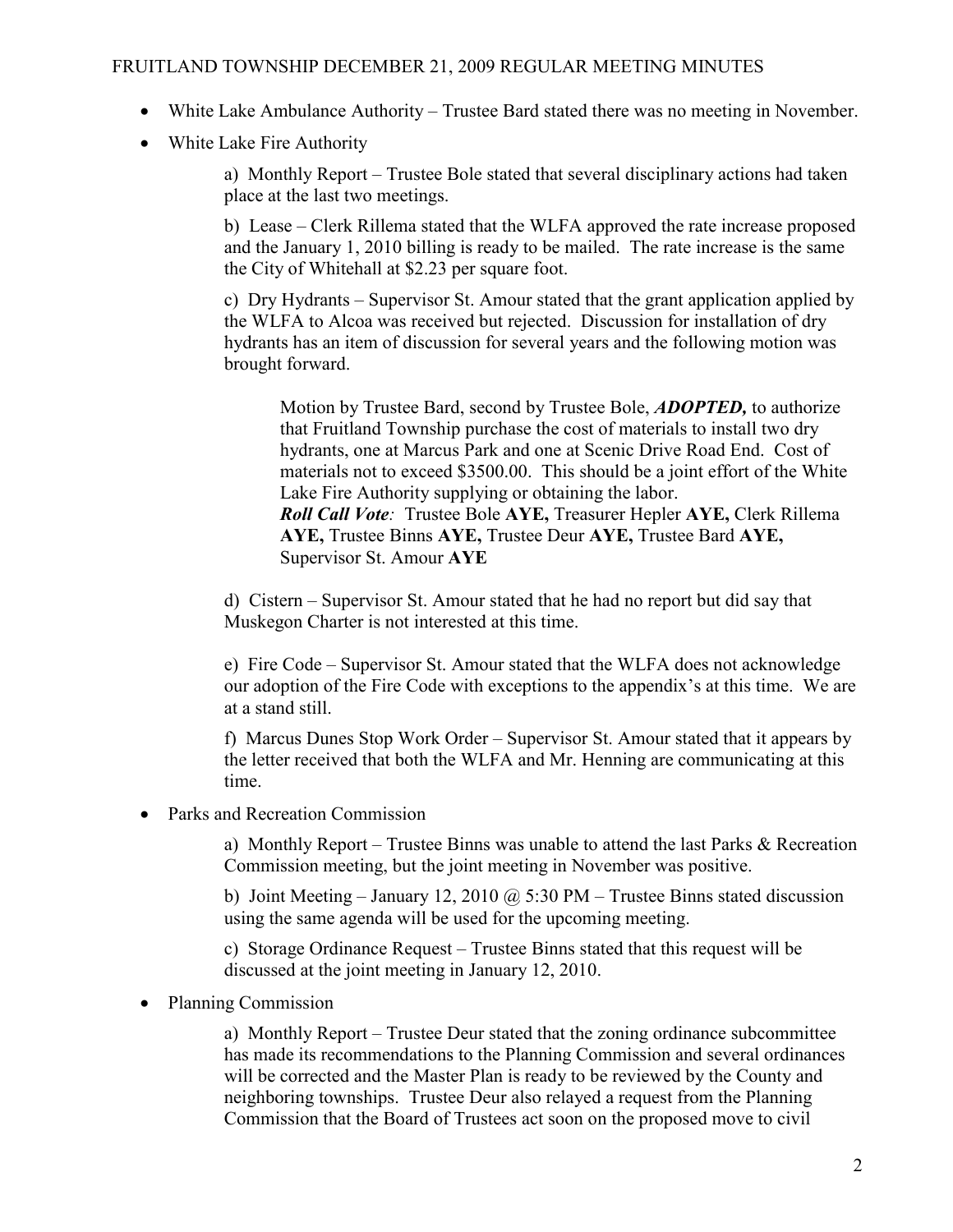- White Lake Ambulance Authority – Trustee Bard stated there was no meeting in November.
- White Lake Fire Authority

  a) Monthly Report – Trustee Bole stated that several disciplinary actions had taken place at the last two meetings.

  b) Lease – Clerk Rillema stated that the WLFA approved the rate increase proposed and the January 1, 2010 billing is ready to be mailed. The rate increase is the same the City of Whitehall at $2.23 per square foot.

  c) Dry Hydrants – Supervisor St. Amour stated that the grant application applied by the WLFA to Alcoa was received but rejected. Discussion for installation of dry hydrants has an item of discussion for several years and the following motion was brought forward.

  > Motion by Trustee Bard, second by Trustee Bole, ***ADOPTED,*** to authorize that Fruitland Township purchase the cost of materials to install two dry hydrants, one at Marcus Park and one at Scenic Drive Road End. Cost of materials not to exceed $3500.00. This should be a joint effort of the White Lake Fire Authority supplying or obtaining the labor.
  > ***Roll Call Vote:*** Trustee Bole **AYE,** Treasurer Hepler **AYE,** Clerk Rillema **AYE,** Trustee Binns **AYE,** Trustee Deur **AYE,** Trustee Bard **AYE,** Supervisor St. Amour **AYE**

  d) Cistern – Supervisor St. Amour stated that he had no report but did say that Muskegon Charter is not interested at this time.

  e) Fire Code – Supervisor St. Amour stated that the WLFA does not acknowledge our adoption of the Fire Code with exceptions to the appendix's at this time. We are at a stand still.

  f) Marcus Dunes Stop Work Order – Supervisor St. Amour stated that it appears by the letter received that both the WLFA and Mr. Henning are communicating at this time.

- Parks and Recreation Commission

  a) Monthly Report – Trustee Binns was unable to attend the last Parks & Recreation Commission meeting, but the joint meeting in November was positive.

  b) Joint Meeting – January 12, 2010 @ 5:30 PM – Trustee Binns stated discussion using the same agenda will be used for the upcoming meeting.

  c) Storage Ordinance Request – Trustee Binns stated that this request will be discussed at the joint meeting in January 12, 2010.

- Planning Commission

  a) Monthly Report – Trustee Deur stated that the zoning ordinance subcommittee has made its recommendations to the Planning Commission and several ordinances will be corrected and the Master Plan is ready to be reviewed by the County and neighboring townships. Trustee Deur also relayed a request from the Planning Commission that the Board of Trustees act soon on the proposed move to civil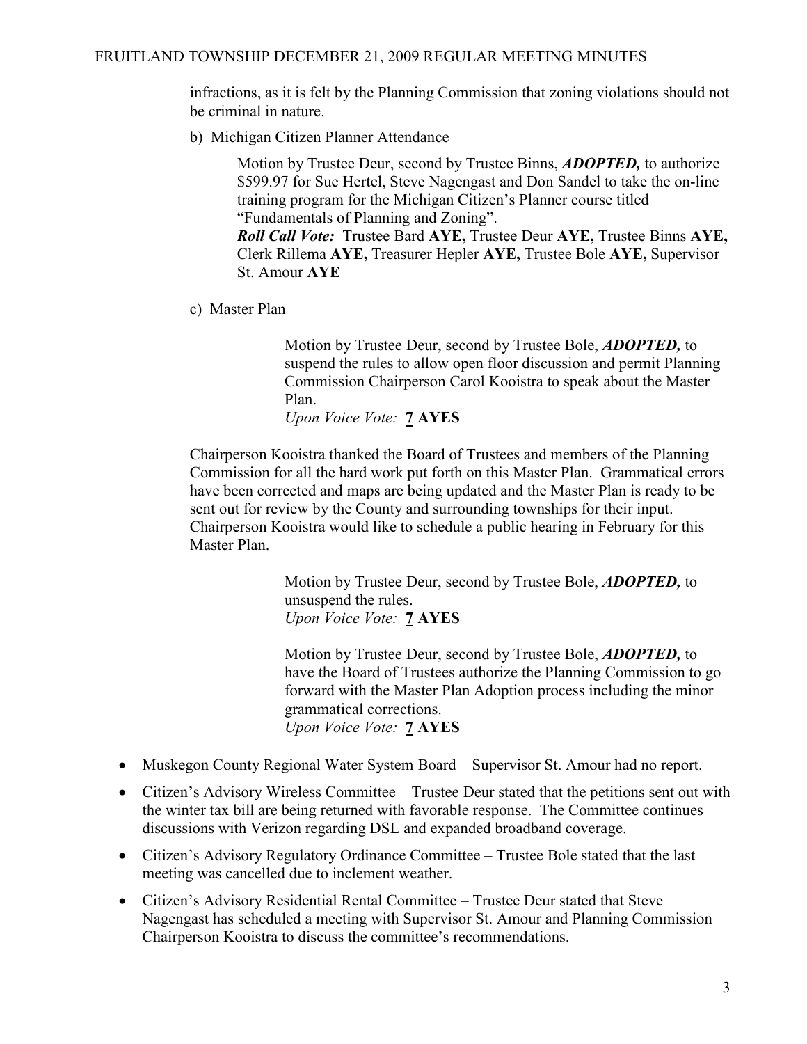infractions, as it is felt by the Planning Commission that zoning violations should not be criminal in nature.

b) Michigan Citizen Planner Attendance

Motion by Trustee Deur, second by Trustee Binns, ***ADOPTED,*** to authorize $599.97 for Sue Hertel, Steve Nagengast and Don Sandel to take the on-line training program for the Michigan Citizen's Planner course titled "Fundamentals of Planning and Zoning".
***Roll Call Vote:*** Trustee Bard **AYE,** Trustee Deur **AYE,** Trustee Binns **AYE,** Clerk Rillema **AYE,** Treasurer Hepler **AYE,** Trustee Bole **AYE,** Supervisor St. Amour **AYE**

c) Master Plan

Motion by Trustee Deur, second by Trustee Bole, ***ADOPTED,*** to suspend the rules to allow open floor discussion and permit Planning Commission Chairperson Carol Kooistra to speak about the Master Plan.
*Upon Voice Vote:* **7 AYES**

Chairperson Kooistra thanked the Board of Trustees and members of the Planning Commission for all the hard work put forth on this Master Plan. Grammatical errors have been corrected and maps are being updated and the Master Plan is ready to be sent out for review by the County and surrounding townships for their input. Chairperson Kooistra would like to schedule a public hearing in February for this Master Plan.

Motion by Trustee Deur, second by Trustee Bole, ***ADOPTED,*** to unsuspend the rules.
*Upon Voice Vote:* **7 AYES**

Motion by Trustee Deur, second by Trustee Bole, ***ADOPTED,*** to have the Board of Trustees authorize the Planning Commission to go forward with the Master Plan Adoption process including the minor grammatical corrections.
*Upon Voice Vote:* **7 AYES**

- Muskegon County Regional Water System Board – Supervisor St. Amour had no report.
- Citizen's Advisory Wireless Committee – Trustee Deur stated that the petitions sent out with the winter tax bill are being returned with favorable response. The Committee continues discussions with Verizon regarding DSL and expanded broadband coverage.
- Citizen's Advisory Regulatory Ordinance Committee – Trustee Bole stated that the last meeting was cancelled due to inclement weather.
- Citizen's Advisory Residential Rental Committee – Trustee Deur stated that Steve Nagengast has scheduled a meeting with Supervisor St. Amour and Planning Commission Chairperson Kooistra to discuss the committee's recommendations.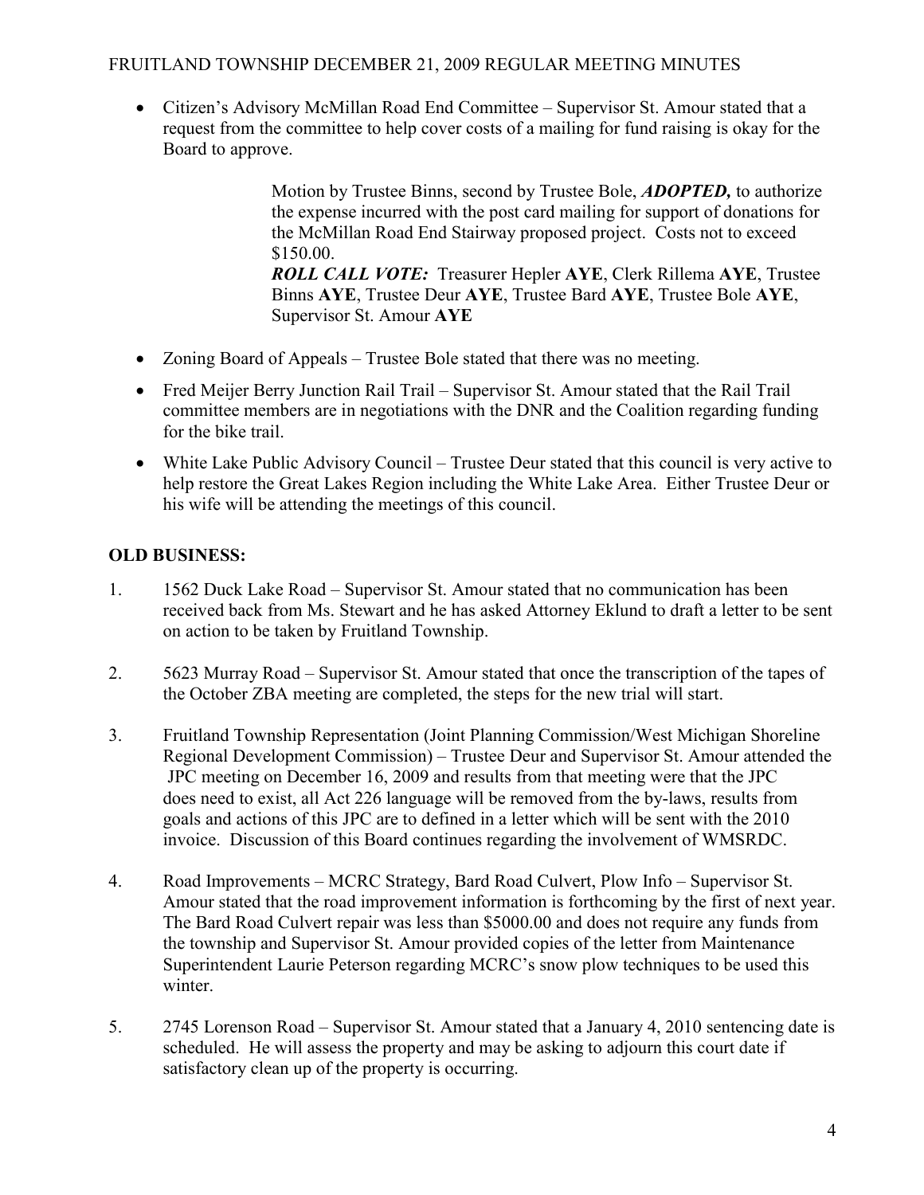- Citizen's Advisory McMillan Road End Committee – Supervisor St. Amour stated that a request from the committee to help cover costs of a mailing for fund raising is okay for the Board to approve.

> Motion by Trustee Binns, second by Trustee Bole, ***ADOPTED,*** to authorize the expense incurred with the post card mailing for support of donations for the McMillan Road End Stairway proposed project. Costs not to exceed $150.00.
> ***ROLL CALL VOTE:*** Treasurer Hepler **AYE**, Clerk Rillema **AYE**, Trustee Binns **AYE**, Trustee Deur **AYE**, Trustee Bard **AYE**, Trustee Bole **AYE**, Supervisor St. Amour **AYE**

- Zoning Board of Appeals – Trustee Bole stated that there was no meeting.
- Fred Meijer Berry Junction Rail Trail – Supervisor St. Amour stated that the Rail Trail committee members are in negotiations with the DNR and the Coalition regarding funding for the bike trail.
- White Lake Public Advisory Council – Trustee Deur stated that this council is very active to help restore the Great Lakes Region including the White Lake Area. Either Trustee Deur or his wife will be attending the meetings of this council.

## OLD BUSINESS:

1. 1562 Duck Lake Road – Supervisor St. Amour stated that no communication has been received back from Ms. Stewart and he has asked Attorney Eklund to draft a letter to be sent on action to be taken by Fruitland Township.

2. 5623 Murray Road – Supervisor St. Amour stated that once the transcription of the tapes of the October ZBA meeting are completed, the steps for the new trial will start.

3. Fruitland Township Representation (Joint Planning Commission/West Michigan Shoreline Regional Development Commission) – Trustee Deur and Supervisor St. Amour attended the JPC meeting on December 16, 2009 and results from that meeting were that the JPC does need to exist, all Act 226 language will be removed from the by-laws, results from goals and actions of this JPC are to defined in a letter which will be sent with the 2010 invoice. Discussion of this Board continues regarding the involvement of WMSRDC.

4. Road Improvements – MCRC Strategy, Bard Road Culvert, Plow Info – Supervisor St. Amour stated that the road improvement information is forthcoming by the first of next year. The Bard Road Culvert repair was less than $5000.00 and does not require any funds from the township and Supervisor St. Amour provided copies of the letter from Maintenance Superintendent Laurie Peterson regarding MCRC's snow plow techniques to be used this winter.

5. 2745 Lorenson Road – Supervisor St. Amour stated that a January 4, 2010 sentencing date is scheduled. He will assess the property and may be asking to adjourn this court date if satisfactory clean up of the property is occurring.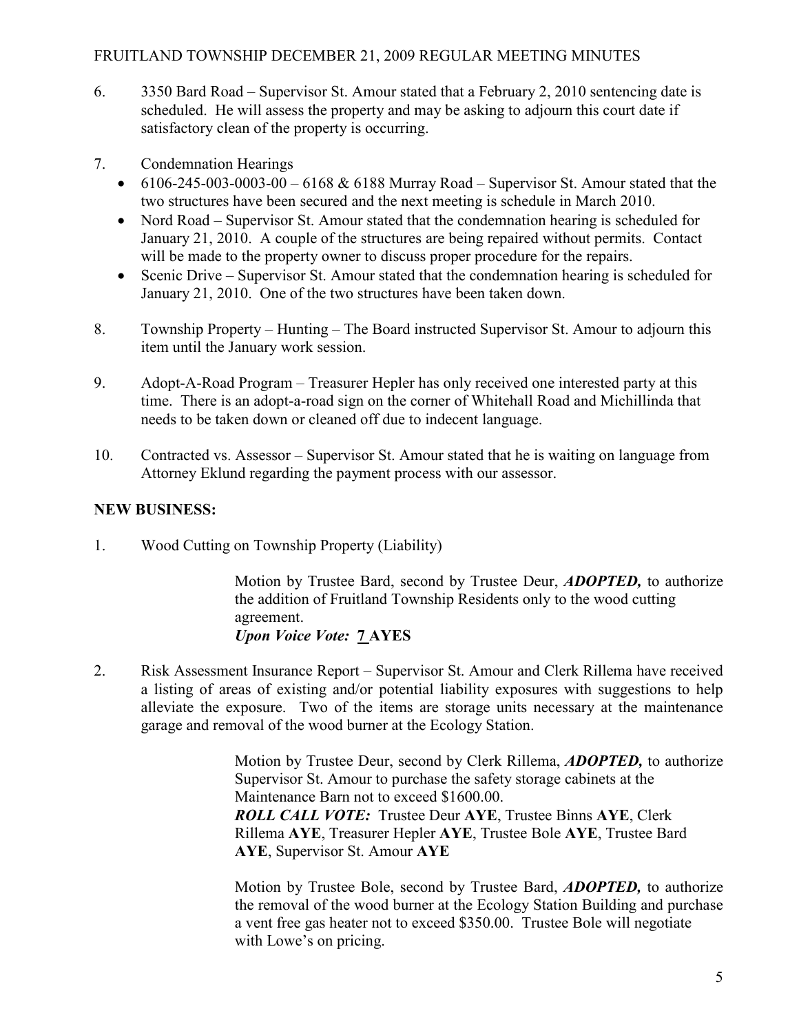6. 3350 Bard Road – Supervisor St. Amour stated that a February 2, 2010 sentencing date is scheduled. He will assess the property and may be asking to adjourn this court date if satisfactory clean of the property is occurring.

7. Condemnation Hearings
   - 6106-245-003-0003-00 – 6168 & 6188 Murray Road – Supervisor St. Amour stated that the two structures have been secured and the next meeting is schedule in March 2010.
   - Nord Road – Supervisor St. Amour stated that the condemnation hearing is scheduled for January 21, 2010. A couple of the structures are being repaired without permits. Contact will be made to the property owner to discuss proper procedure for the repairs.
   - Scenic Drive – Supervisor St. Amour stated that the condemnation hearing is scheduled for January 21, 2010. One of the two structures have been taken down.

8. Township Property – Hunting – The Board instructed Supervisor St. Amour to adjourn this item until the January work session.

9. Adopt-A-Road Program – Treasurer Hepler has only received one interested party at this time. There is an adopt-a-road sign on the corner of Whitehall Road and Michillinda that needs to be taken down or cleaned off due to indecent language.

10. Contracted vs. Assessor – Supervisor St. Amour stated that he is waiting on language from Attorney Eklund regarding the payment process with our assessor.

**NEW BUSINESS:**

1. Wood Cutting on Township Property (Liability)

   Motion by Trustee Bard, second by Trustee Deur, ***ADOPTED,*** to authorize the addition of Fruitland Township Residents only to the wood cutting agreement.
   ***Upon Voice Vote:* 7 AYES**

2. Risk Assessment Insurance Report – Supervisor St. Amour and Clerk Rillema have received a listing of areas of existing and/or potential liability exposures with suggestions to help alleviate the exposure. Two of the items are storage units necessary at the maintenance garage and removal of the wood burner at the Ecology Station.

   Motion by Trustee Deur, second by Clerk Rillema, ***ADOPTED,*** to authorize Supervisor St. Amour to purchase the safety storage cabinets at the Maintenance Barn not to exceed $1600.00.
   ***ROLL CALL VOTE:*** Trustee Deur **AYE**, Trustee Binns **AYE**, Clerk Rillema **AYE**, Treasurer Hepler **AYE**, Trustee Bole **AYE**, Trustee Bard **AYE**, Supervisor St. Amour **AYE**

   Motion by Trustee Bole, second by Trustee Bard, ***ADOPTED,*** to authorize the removal of the wood burner at the Ecology Station Building and purchase a vent free gas heater not to exceed $350.00. Trustee Bole will negotiate with Lowe's on pricing.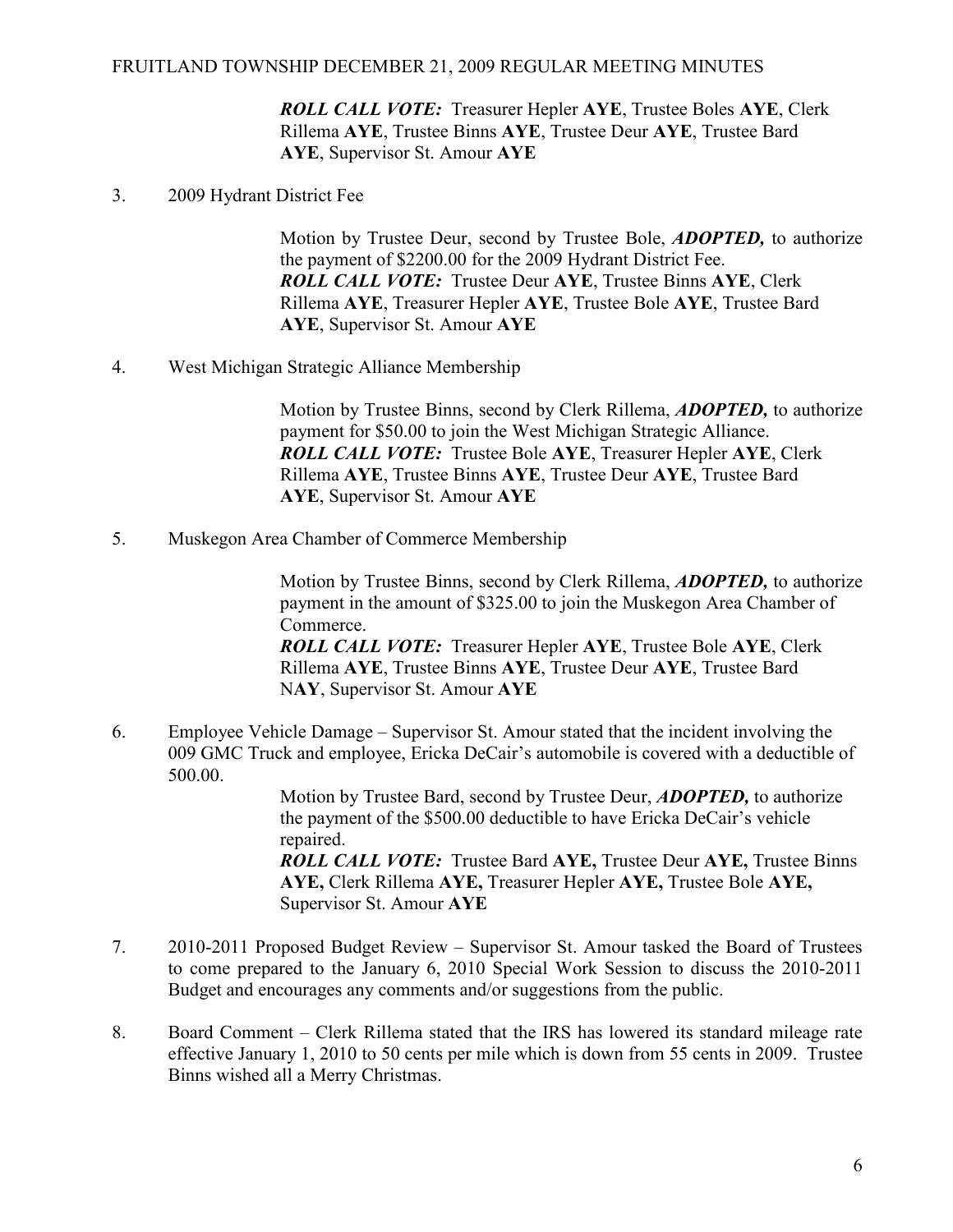***ROLL CALL VOTE:*** Treasurer Hepler **AYE**, Trustee Boles **AYE**, Clerk Rillema **AYE**, Trustee Binns **AYE**, Trustee Deur **AYE**, Trustee Bard **AYE**, Supervisor St. Amour **AYE**

3. 2009 Hydrant District Fee

   Motion by Trustee Deur, second by Trustee Bole, ***ADOPTED,*** to authorize the payment of $2200.00 for the 2009 Hydrant District Fee.
   ***ROLL CALL VOTE:*** Trustee Deur **AYE**, Trustee Binns **AYE**, Clerk Rillema **AYE**, Treasurer Hepler **AYE**, Trustee Bole **AYE**, Trustee Bard **AYE**, Supervisor St. Amour **AYE**

4. West Michigan Strategic Alliance Membership

   Motion by Trustee Binns, second by Clerk Rillema, ***ADOPTED,*** to authorize payment for $50.00 to join the West Michigan Strategic Alliance.
   ***ROLL CALL VOTE:*** Trustee Bole **AYE**, Treasurer Hepler **AYE**, Clerk Rillema **AYE**, Trustee Binns **AYE**, Trustee Deur **AYE**, Trustee Bard **AYE**, Supervisor St. Amour **AYE**

5. Muskegon Area Chamber of Commerce Membership

   Motion by Trustee Binns, second by Clerk Rillema, ***ADOPTED,*** to authorize payment in the amount of $325.00 to join the Muskegon Area Chamber of Commerce.
   ***ROLL CALL VOTE:*** Treasurer Hepler **AYE**, Trustee Bole **AYE**, Clerk Rillema **AYE**, Trustee Binns **AYE**, Trustee Deur **AYE**, Trustee Bard N**AY**, Supervisor St. Amour **AYE**

6. Employee Vehicle Damage – Supervisor St. Amour stated that the incident involving the 009 GMC Truck and employee, Ericka DeCair's automobile is covered with a deductible of 500.00.

   Motion by Trustee Bard, second by Trustee Deur, ***ADOPTED,*** to authorize the payment of the $500.00 deductible to have Ericka DeCair's vehicle repaired.
   ***ROLL CALL VOTE:*** Trustee Bard **AYE,** Trustee Deur **AYE,** Trustee Binns **AYE,** Clerk Rillema **AYE,** Treasurer Hepler **AYE,** Trustee Bole **AYE,** Supervisor St. Amour **AYE**

7. 2010-2011 Proposed Budget Review – Supervisor St. Amour tasked the Board of Trustees to come prepared to the January 6, 2010 Special Work Session to discuss the 2010-2011 Budget and encourages any comments and/or suggestions from the public.

8. Board Comment – Clerk Rillema stated that the IRS has lowered its standard mileage rate effective January 1, 2010 to 50 cents per mile which is down from 55 cents in 2009. Trustee Binns wished all a Merry Christmas.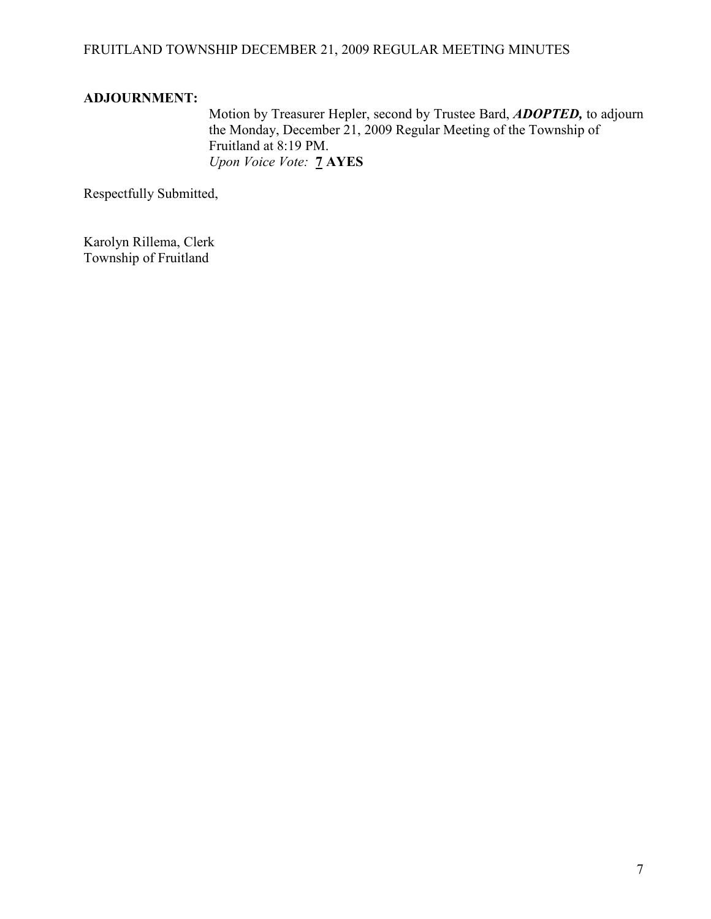**ADJOURNMENT:**

Motion by Treasurer Hepler, second by Trustee Bard, ***ADOPTED,*** to adjourn the Monday, December 21, 2009 Regular Meeting of the Township of Fruitland at 8:19 PM.
*Upon Voice Vote:* **7 AYES**

Respectfully Submitted,

Karolyn Rillema, Clerk
Township of Fruitland